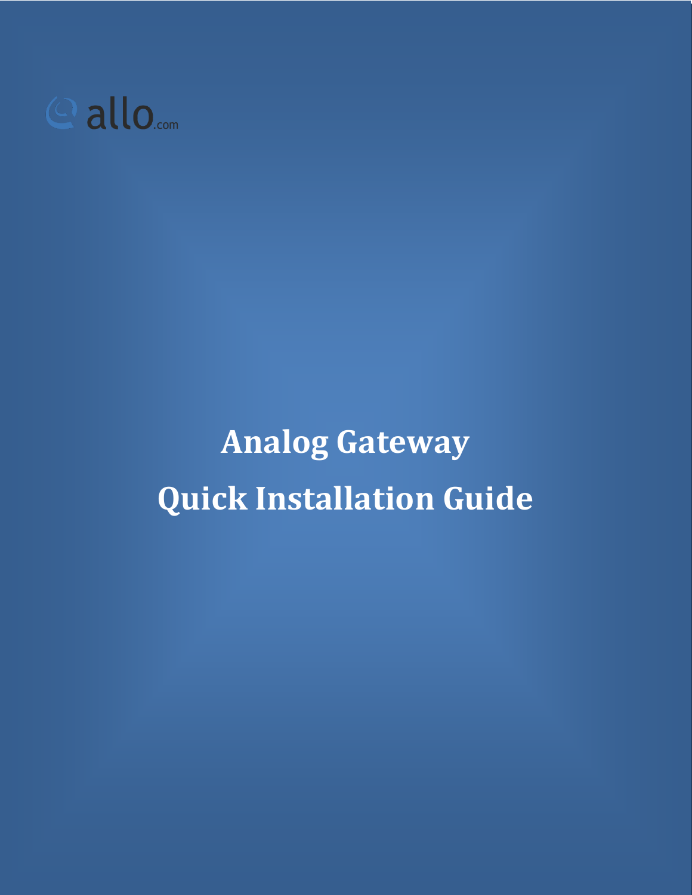allo.com

# Analog Gateway

# Quick Installation Guide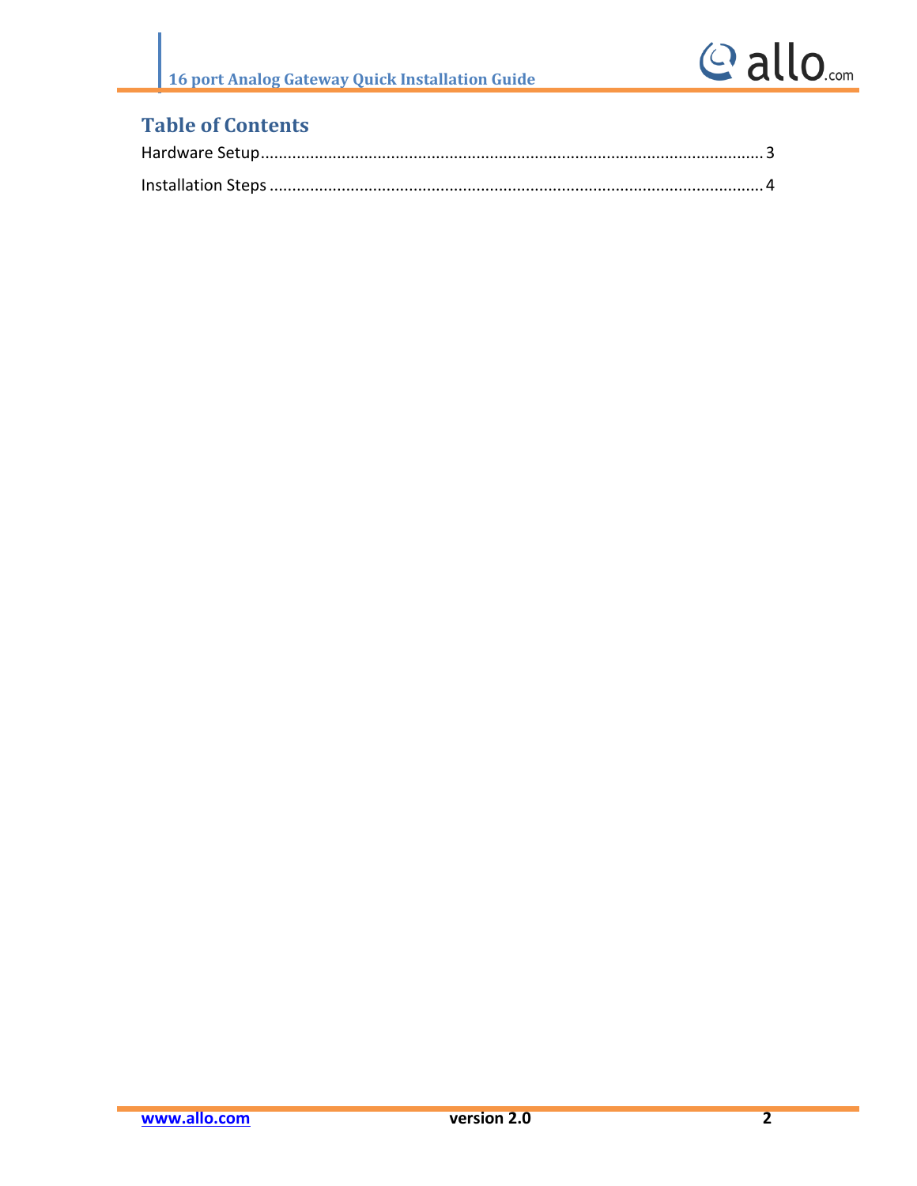# Table of Contents

Hardware Setup ........................................................................................................ 3

Installation Steps ...................................................................................................... 4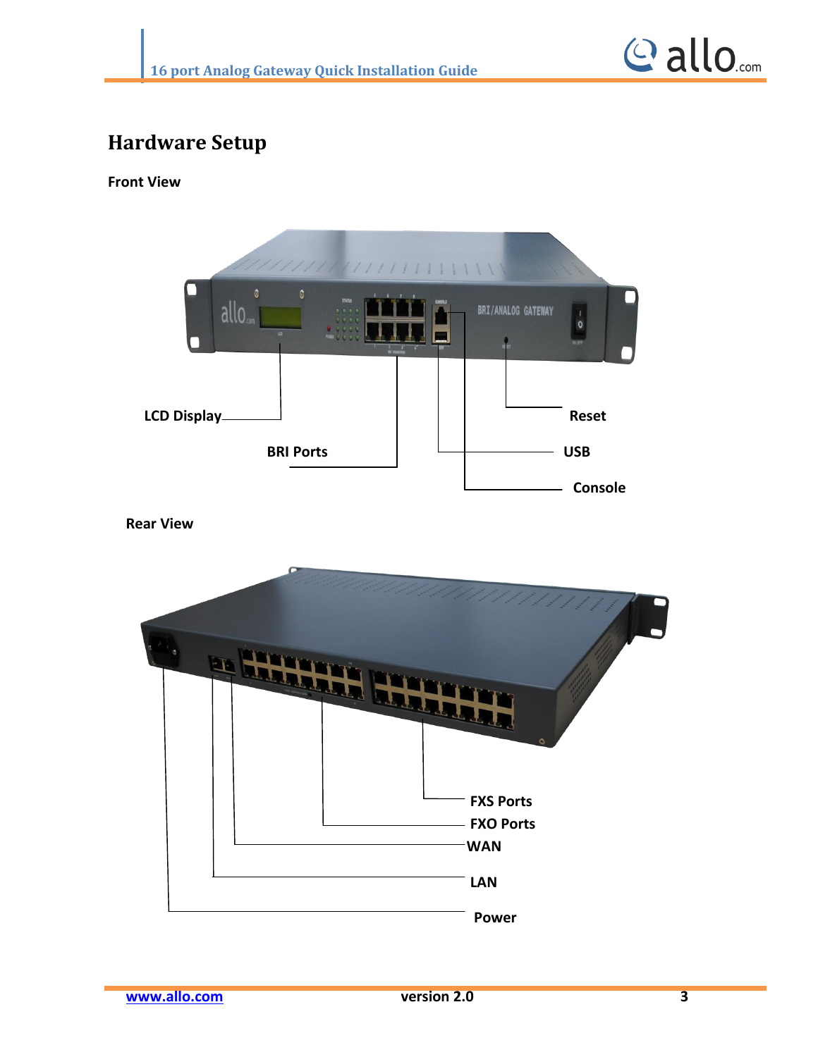# Hardware Setup

**Front View**

**LCD Display**

**BRI Ports**

**Reset**

**USB**

**Console**

**Rear View**

**FXS Ports**

**FXO Ports**

**WAN**

**LAN**

**Power**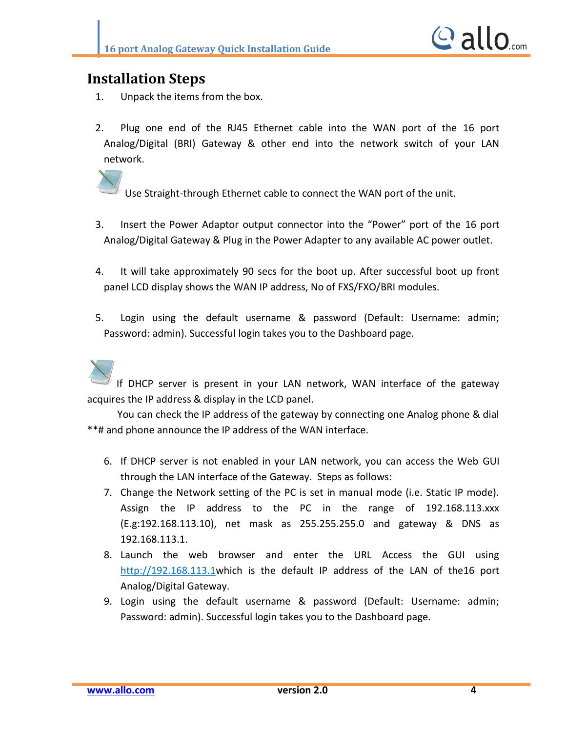# Installation Steps

1. Unpack the items from the box.

2. Plug one end of the RJ45 Ethernet cable into the WAN port of the 16 port Analog/Digital (BRI) Gateway & other end into the network switch of your LAN network.

Use Straight-through Ethernet cable to connect the WAN port of the unit.

3. Insert the Power Adaptor output connector into the "Power" port of the 16 port Analog/Digital Gateway & Plug in the Power Adapter to any available AC power outlet.

4. It will take approximately 90 secs for the boot up. After successful boot up front panel LCD display shows the WAN IP address, No of FXS/FXO/BRI modules.

5. Login using the default username & password (Default: Username: admin; Password: admin). Successful login takes you to the Dashboard page.

If DHCP server is present in your LAN network, WAN interface of the gateway acquires the IP address & display in the LCD panel.

You can check the IP address of the gateway by connecting one Analog phone & dial **# and phone announce the IP address of the WAN interface.

6. If DHCP server is not enabled in your LAN network, you can access the Web GUI through the LAN interface of the Gateway. Steps as follows:
7. Change the Network setting of the PC is set in manual mode (i.e. Static IP mode). Assign the IP address to the PC in the range of 192.168.113.xxx (E.g:192.168.113.10), net mask as 255.255.255.0 and gateway & DNS as 192.168.113.1.
8. Launch the web browser and enter the URL Access the GUI using http://192.168.113.1which is the default IP address of the LAN of the16 port Analog/Digital Gateway.
9. Login using the default username & password (Default: Username: admin; Password: admin). Successful login takes you to the Dashboard page.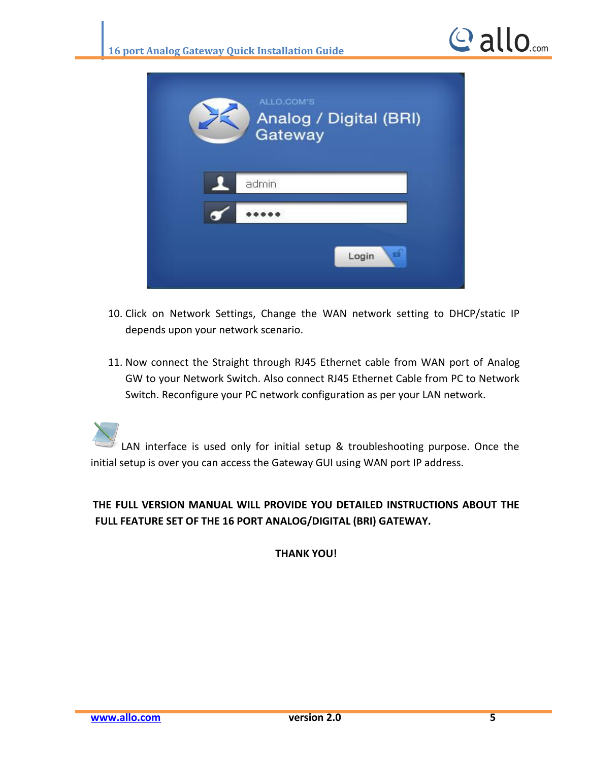10. Click on Network Settings, Change the WAN network setting to DHCP/static IP depends upon your network scenario.

11. Now connect the Straight through RJ45 Ethernet cable from WAN port of Analog GW to your Network Switch. Also connect RJ45 Ethernet Cable from PC to Network Switch. Reconfigure your PC network configuration as per your LAN network.

LAN interface is used only for initial setup & troubleshooting purpose. Once the initial setup is over you can access the Gateway GUI using WAN port IP address.

**THE FULL VERSION MANUAL WILL PROVIDE YOU DETAILED INSTRUCTIONS ABOUT THE FULL FEATURE SET OF THE 16 PORT ANALOG/DIGITAL (BRI) GATEWAY.**

**THANK YOU!**